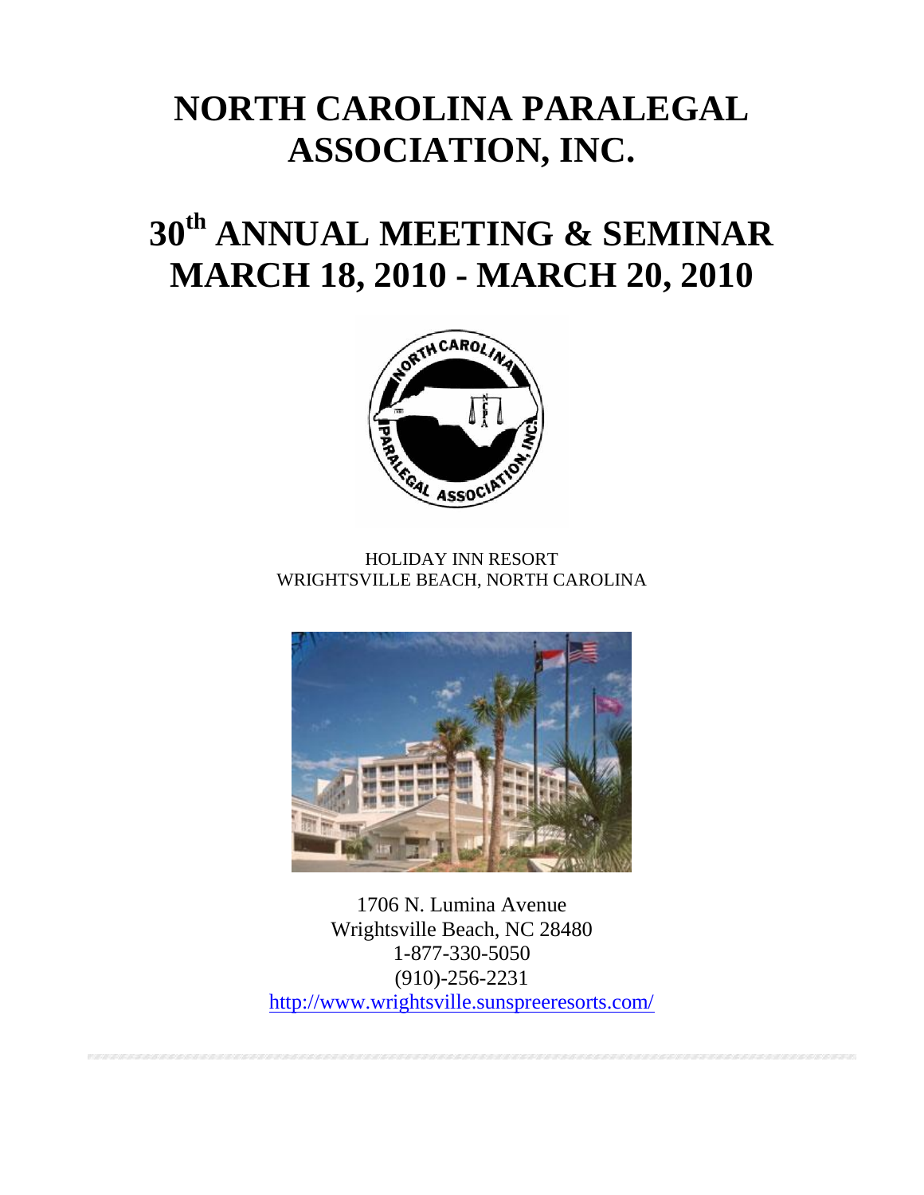# NORTH CAROLINA PARALEGAL ASSOCIATION, INC.

# 30th ANNUAL MEETING & SEMINAR
# MARCH 18, 2010 - MARCH 20, 2010

HOLIDAY INN RESORT
WRIGHTSVILLE BEACH, NORTH CAROLINA

1706 N. Lumina Avenue
Wrightsville Beach, NC 28480
1-877-330-5050
(910)-256-2231
http://www.wrightsville.sunspreeresorts.com/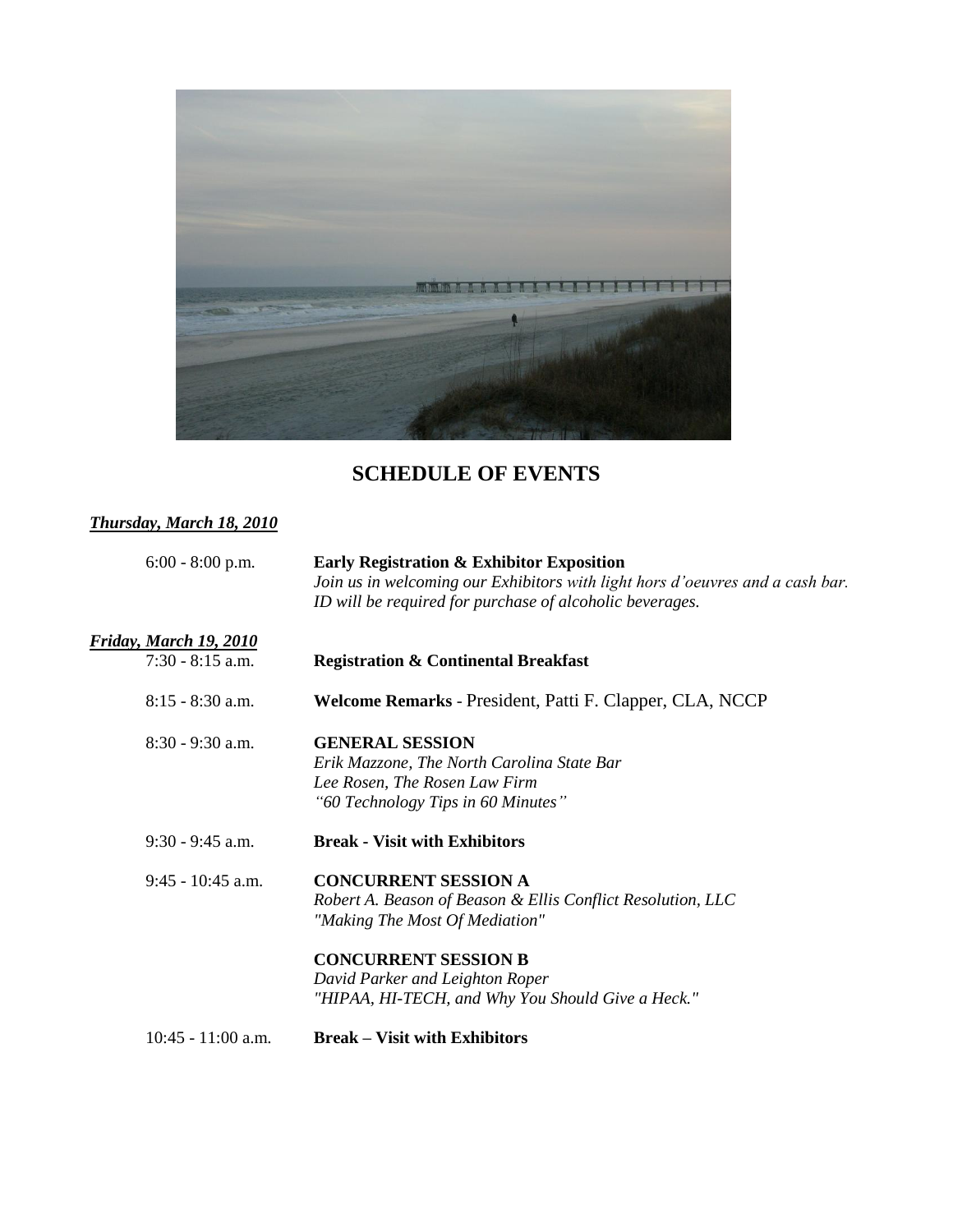# SCHEDULE OF EVENTS

***Thursday, March 18, 2010***

6:00 - 8:00 p.m. **Early Registration & Exhibitor Exposition**
*Join us in welcoming our Exhibitors with light hors d'oeuvres and a cash bar. ID will be required for purchase of alcoholic beverages.*

***Friday, March 19, 2010***

7:30 - 8:15 a.m. **Registration & Continental Breakfast**

8:15 - 8:30 a.m. **Welcome Remarks** - President, Patti F. Clapper, CLA, NCCP

8:30 - 9:30 a.m. **GENERAL SESSION**
*Erik Mazzone, The North Carolina State Bar*
*Lee Rosen, The Rosen Law Firm*
*"60 Technology Tips in 60 Minutes"*

9:30 - 9:45 a.m. **Break - Visit with Exhibitors**

9:45 - 10:45 a.m. **CONCURRENT SESSION A**
*Robert A. Beason of Beason & Ellis Conflict Resolution, LLC*
*"Making The Most Of Mediation"*

**CONCURRENT SESSION B**
*David Parker and Leighton Roper*
*"HIPAA, HI-TECH, and Why You Should Give a Heck."*

10:45 - 11:00 a.m. **Break – Visit with Exhibitors**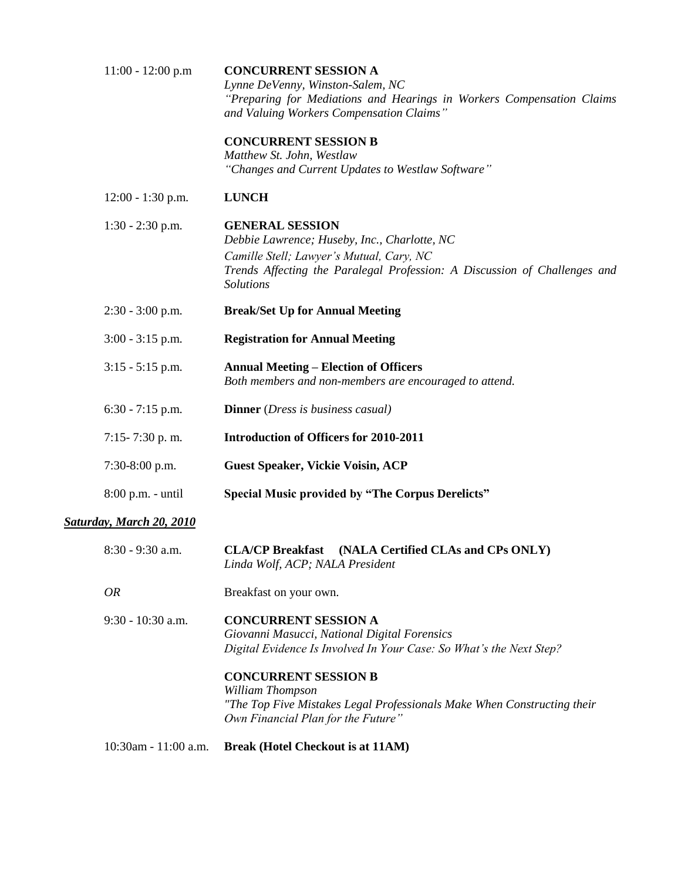11:00 - 12:00 p.m **CONCURRENT SESSION A**
*Lynne DeVenny, Winston-Salem, NC*
*"Preparing for Mediations and Hearings in Workers Compensation Claims and Valuing Workers Compensation Claims"*

**CONCURRENT SESSION B**
*Matthew St. John, Westlaw*
*"Changes and Current Updates to Westlaw Software"*

12:00 - 1:30 p.m. **LUNCH**

1:30 - 2:30 p.m. **GENERAL SESSION**
*Debbie Lawrence; Huseby, Inc., Charlotte, NC*
*Camille Stell; Lawyer's Mutual, Cary, NC*
*Trends Affecting the Paralegal Profession: A Discussion of Challenges and Solutions*

2:30 - 3:00 p.m. **Break/Set Up for Annual Meeting**

3:00 - 3:15 p.m. **Registration for Annual Meeting**

3:15 - 5:15 p.m. **Annual Meeting – Election of Officers**
*Both members and non-members are encouraged to attend.*

6:30 - 7:15 p.m. **Dinner** (*Dress is business casual)*

7:15- 7:30 p. m. **Introduction of Officers for 2010-2011**

7:30-8:00 p.m. **Guest Speaker, Vickie Voisin, ACP**

8:00 p.m. - until **Special Music provided by "The Corpus Derelicts"**

***Saturday, March 20, 2010***

8:30 - 9:30 a.m. **CLA/CP Breakfast (NALA Certified CLAs and CPs ONLY)**
*Linda Wolf, ACP; NALA President*

*OR* Breakfast on your own.

9:30 - 10:30 a.m. **CONCURRENT SESSION A**
*Giovanni Masucci, National Digital Forensics*
*Digital Evidence Is Involved In Your Case: So What's the Next Step?*

**CONCURRENT SESSION B**
*William Thompson*
*"The Top Five Mistakes Legal Professionals Make When Constructing their Own Financial Plan for the Future"*

10:30am - 11:00 a.m. **Break (Hotel Checkout is at 11AM)**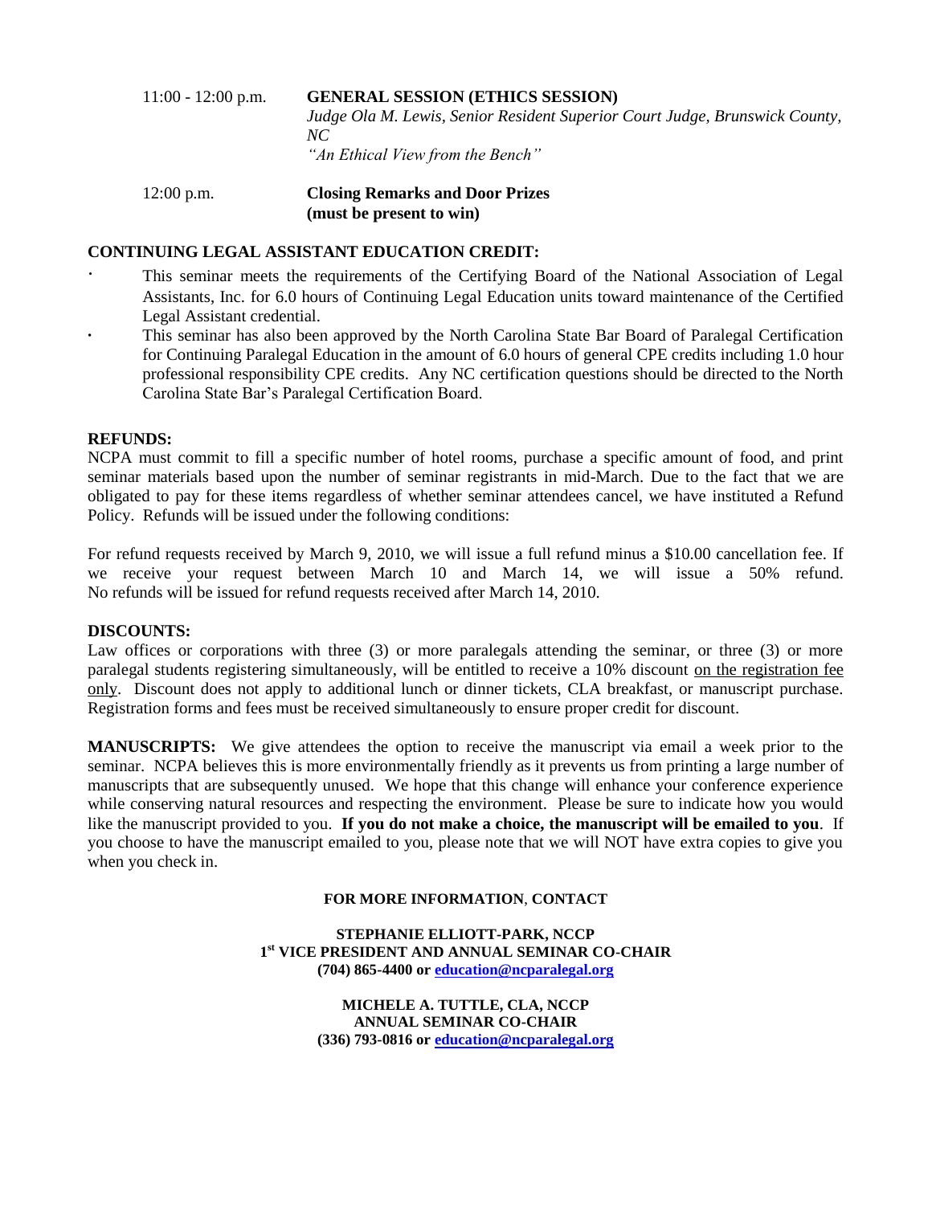| | |
|---|---|
| 11:00 - 12:00 p.m. | **GENERAL SESSION (ETHICS SESSION)**<br>*Judge Ola M. Lewis, Senior Resident Superior Court Judge, Brunswick County, NC*<br>*"An Ethical View from the Bench"* |
| 12:00 p.m. | **Closing Remarks and Door Prizes (must be present to win)** |

**CONTINUING LEGAL ASSISTANT EDUCATION CREDIT:**

- This seminar meets the requirements of the Certifying Board of the National Association of Legal Assistants, Inc. for 6.0 hours of Continuing Legal Education units toward maintenance of the Certified Legal Assistant credential.
- This seminar has also been approved by the North Carolina State Bar Board of Paralegal Certification for Continuing Paralegal Education in the amount of 6.0 hours of general CPE credits including 1.0 hour professional responsibility CPE credits. Any NC certification questions should be directed to the North Carolina State Bar's Paralegal Certification Board.

**REFUNDS:**

NCPA must commit to fill a specific number of hotel rooms, purchase a specific amount of food, and print seminar materials based upon the number of seminar registrants in mid-March. Due to the fact that we are obligated to pay for these items regardless of whether seminar attendees cancel, we have instituted a Refund Policy. Refunds will be issued under the following conditions:

For refund requests received by March 9, 2010, we will issue a full refund minus a $10.00 cancellation fee. If we receive your request between March 10 and March 14, we will issue a 50% refund. No refunds will be issued for refund requests received after March 14, 2010.

**DISCOUNTS:**

Law offices or corporations with three (3) or more paralegals attending the seminar, or three (3) or more paralegal students registering simultaneously, will be entitled to receive a 10% discount on the registration fee only. Discount does not apply to additional lunch or dinner tickets, CLA breakfast, or manuscript purchase. Registration forms and fees must be received simultaneously to ensure proper credit for discount.

**MANUSCRIPTS:** We give attendees the option to receive the manuscript via email a week prior to the seminar. NCPA believes this is more environmentally friendly as it prevents us from printing a large number of manuscripts that are subsequently unused. We hope that this change will enhance your conference experience while conserving natural resources and respecting the environment. Please be sure to indicate how you would like the manuscript provided to you. **If you do not make a choice, the manuscript will be emailed to you**. If you choose to have the manuscript emailed to you, please note that we will NOT have extra copies to give you when you check in.

**FOR MORE INFORMATION, CONTACT**

**STEPHANIE ELLIOTT-PARK, NCCP**
**1st VICE PRESIDENT AND ANNUAL SEMINAR CO-CHAIR**
**(704) 865-4400 or education@ncparalegal.org**

**MICHELE A. TUTTLE, CLA, NCCP**
**ANNUAL SEMINAR CO-CHAIR**
**(336) 793-0816 or education@ncparalegal.org**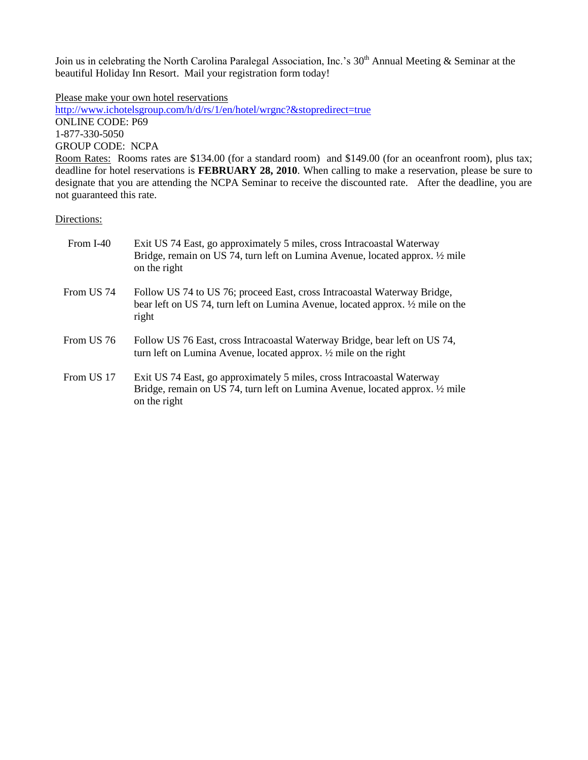Join us in celebrating the North Carolina Paralegal Association, Inc.'s 30th Annual Meeting & Seminar at the beautiful Holiday Inn Resort. Mail your registration form today!

Please make your own hotel reservations
http://www.ichotelsgroup.com/h/d/rs/1/en/hotel/wrgnc?&stopredirect=true
ONLINE CODE: P69
1-877-330-5050
GROUP CODE: NCPA
Room Rates: Rooms rates are $134.00 (for a standard room) and $149.00 (for an oceanfront room), plus tax; deadline for hotel reservations is **FEBRUARY 28, 2010**. When calling to make a reservation, please be sure to designate that you are attending the NCPA Seminar to receive the discounted rate. After the deadline, you are not guaranteed this rate.

Directions:

| | |
|---|---|
| From I-40 | Exit US 74 East, go approximately 5 miles, cross Intracoastal Waterway Bridge, remain on US 74, turn left on Lumina Avenue, located approx. ½ mile on the right |
| From US 74 | Follow US 74 to US 76; proceed East, cross Intracoastal Waterway Bridge, bear left on US 74, turn left on Lumina Avenue, located approx. ½ mile on the right |
| From US 76 | Follow US 76 East, cross Intracoastal Waterway Bridge, bear left on US 74, turn left on Lumina Avenue, located approx. ½ mile on the right |
| From US 17 | Exit US 74 East, go approximately 5 miles, cross Intracoastal Waterway Bridge, remain on US 74, turn left on Lumina Avenue, located approx. ½ mile on the right |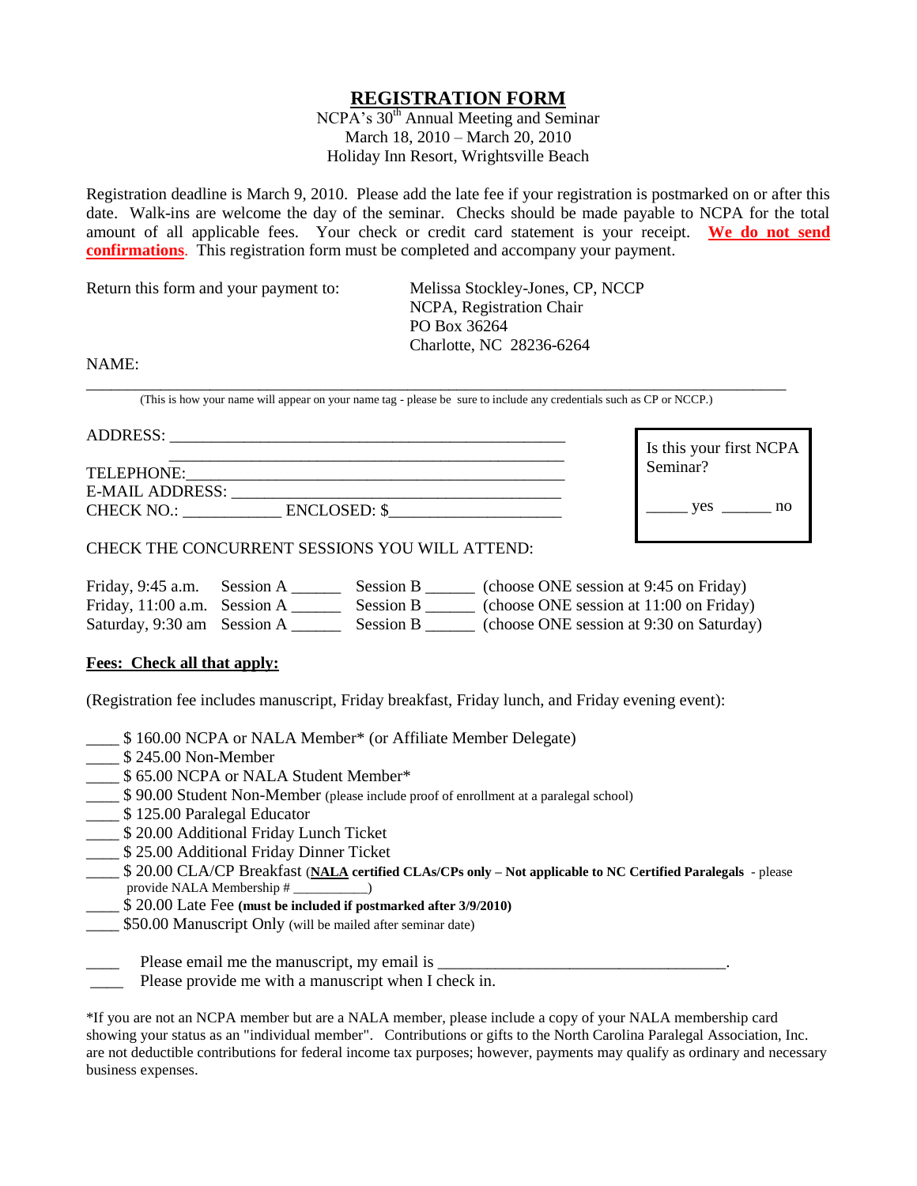# REGISTRATION FORM

NCPA's 30th Annual Meeting and Seminar
March 18, 2010 – March 20, 2010
Holiday Inn Resort, Wrightsville Beach

Registration deadline is March 9, 2010. Please add the late fee if your registration is postmarked on or after this date. Walk-ins are welcome the day of the seminar. Checks should be made payable to NCPA for the total amount of all applicable fees. Your check or credit card statement is your receipt. **We do not send confirmations**. This registration form must be completed and accompany your payment.

Return this form and your payment to:

Melissa Stockley-Jones, CP, NCCP
NCPA, Registration Chair
PO Box 36264
Charlotte, NC 28236-6264

NAME:

______________________________________________________________________________

(This is how your name will appear on your name tag - please be sure to include any credentials such as CP or NCCP.)

ADDRESS: _______________________________________________
_______________________________________________
TELEPHONE:_______________________________________________
E-MAIL ADDRESS: _________________________________________
CHECK NO.: ___________ ENCLOSED: $____________________

Is this your first NCPA Seminar?

_____ yes ______ no

CHECK THE CONCURRENT SESSIONS YOU WILL ATTEND:

| | | | |
|---|---|---|---|
| Friday, 9:45 a.m. | Session A ______ | Session B ______ | (choose ONE session at 9:45 on Friday) |
| Friday, 11:00 a.m. | Session A ______ | Session B ______ | (choose ONE session at 11:00 on Friday) |
| Saturday, 9:30 am | Session A ______ | Session B ______ | (choose ONE session at 9:30 on Saturday) |

**Fees: Check all that apply:**

(Registration fee includes manuscript, Friday breakfast, Friday lunch, and Friday evening event):

____ $ 160.00 NCPA or NALA Member* (or Affiliate Member Delegate)
____ $ 245.00 Non-Member
____ $ 65.00 NCPA or NALA Student Member*
____ $ 90.00 Student Non-Member (please include proof of enrollment at a paralegal school)
____ $ 125.00 Paralegal Educator
____ $ 20.00 Additional Friday Lunch Ticket
____ $ 25.00 Additional Friday Dinner Ticket
____ $ 20.00 CLA/CP Breakfast (**NALA certified CLAs/CPs only – Not applicable to NC Certified Paralegals** - please provide NALA Membership # __________)
____ $ 20.00 Late Fee **(must be included if postmarked after 3/9/2010)**
____ $50.00 Manuscript Only (will be mailed after seminar date)

____ Please email me the manuscript, my email is __________________________________.
____ Please provide me with a manuscript when I check in.

*If you are not an NCPA member but are a NALA member, please include a copy of your NALA membership card showing your status as an "individual member". Contributions or gifts to the North Carolina Paralegal Association, Inc. are not deductible contributions for federal income tax purposes; however, payments may qualify as ordinary and necessary business expenses.